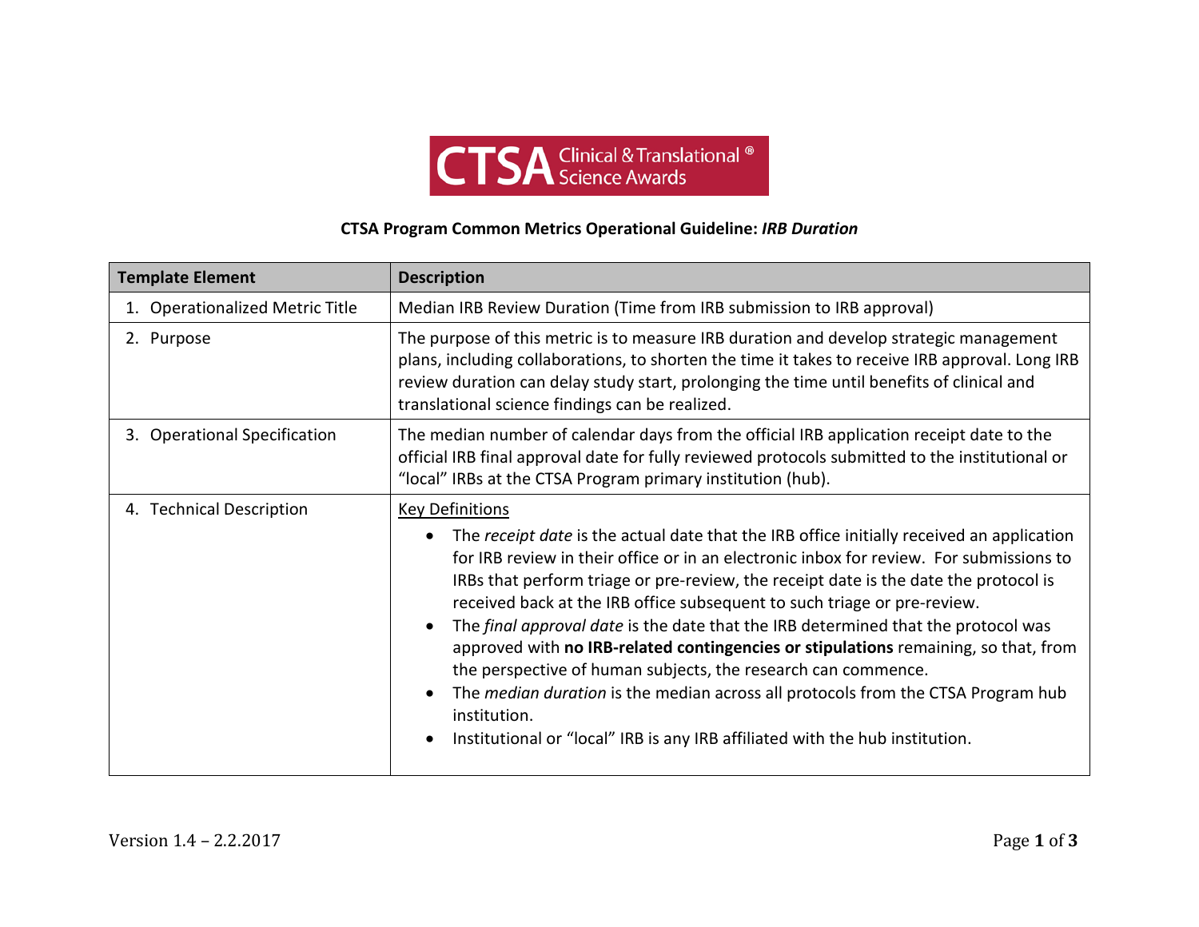**CTSA Program Common Metrics Operational Guideline:** ***IRB Duration***

| **Template Element** | **Description** |
| --- | --- |
| 1. Operationalized Metric Title | Median IRB Review Duration (Time from IRB submission to IRB approval) |
| 2. Purpose | The purpose of this metric is to measure IRB duration and develop strategic management plans, including collaborations, to shorten the time it takes to receive IRB approval. Long IRB review duration can delay study start, prolonging the time until benefits of clinical and translational science findings can be realized. |
| 3. Operational Specification | The median number of calendar days from the official IRB application receipt date to the official IRB final approval date for fully reviewed protocols submitted to the institutional or "local" IRBs at the CTSA Program primary institution (hub). |
| 4. Technical Description | <u>Key Definitions</u><br>• The *receipt date* is the actual date that the IRB office initially received an application for IRB review in their office or in an electronic inbox for review. For submissions to IRBs that perform triage or pre-review, the receipt date is the date the protocol is received back at the IRB office subsequent to such triage or pre-review.<br>• The *final approval date* is the date that the IRB determined that the protocol was approved with **no IRB-related contingencies or stipulations** remaining, so that, from the perspective of human subjects, the research can commence.<br>• The *median duration* is the median across all protocols from the CTSA Program hub institution.<br>• Institutional or "local" IRB is any IRB affiliated with the hub institution. |

Version 1.4 – 2.2.2017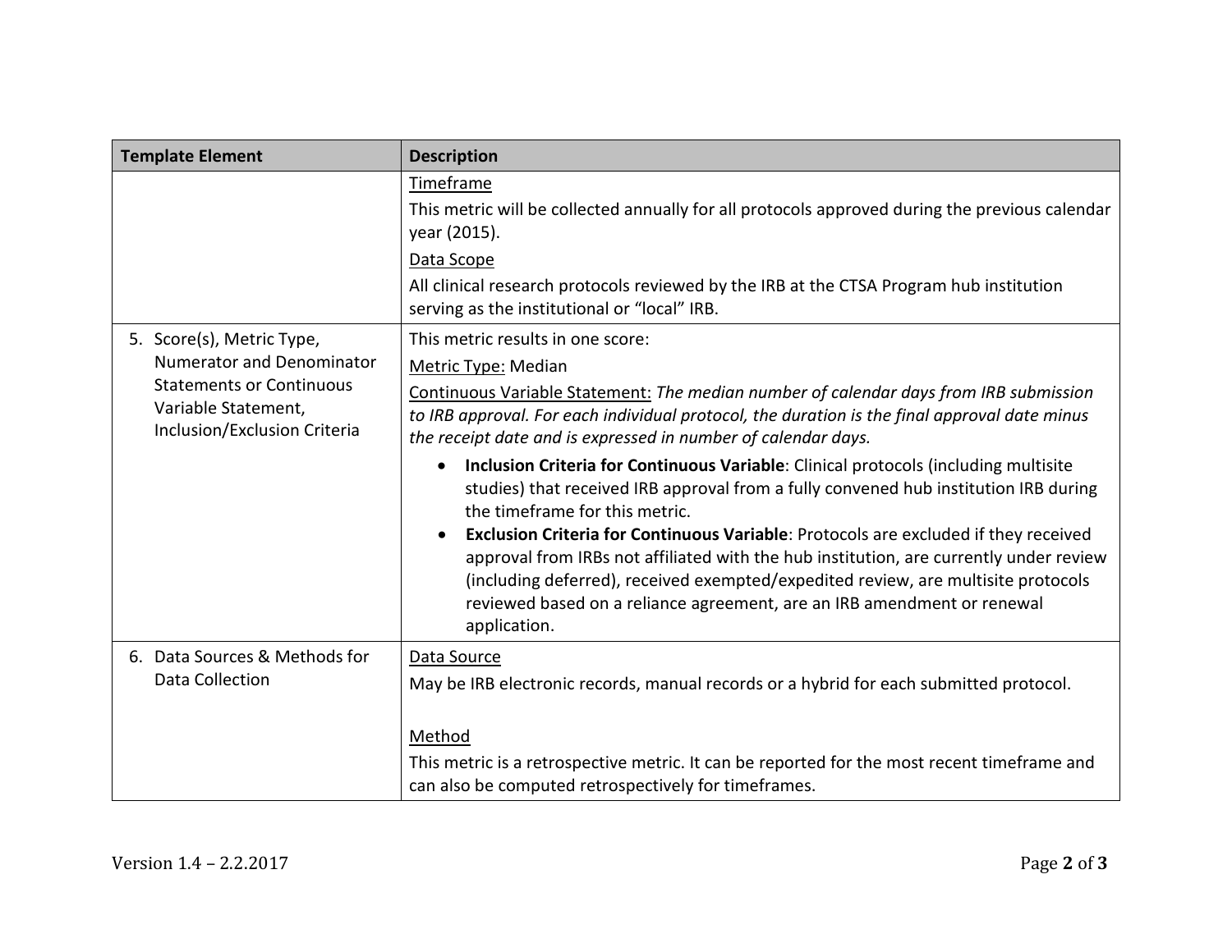| Template Element | Description |
|---|---|
| | Timeframe<br>This metric will be collected annually for all protocols approved during the previous calendar year (2015).<br>Data Scope<br>All clinical research protocols reviewed by the IRB at the CTSA Program hub institution serving as the institutional or “local” IRB. |
| 5. Score(s), Metric Type, Numerator and Denominator Statements or Continuous Variable Statement, Inclusion/Exclusion Criteria | This metric results in one score:<br>Metric Type: Median<br>Continuous Variable Statement: *The median number of calendar days from IRB submission to IRB approval. For each individual protocol, the duration is the final approval date minus the receipt date and is expressed in number of calendar days.*<br>• **Inclusion Criteria for Continuous Variable**: Clinical protocols (including multisite studies) that received IRB approval from a fully convened hub institution IRB during the timeframe for this metric.<br>• **Exclusion Criteria for Continuous Variable**: Protocols are excluded if they received approval from IRBs not affiliated with the hub institution, are currently under review (including deferred), received exempted/expedited review, are multisite protocols reviewed based on a reliance agreement, are an IRB amendment or renewal application. |
| 6. Data Sources & Methods for Data Collection | Data Source<br>May be IRB electronic records, manual records or a hybrid for each submitted protocol.<br><br>Method<br>This metric is a retrospective metric. It can be reported for the most recent timeframe and can also be computed retrospectively for timeframes. |

Version 1.4 – 2.2.2017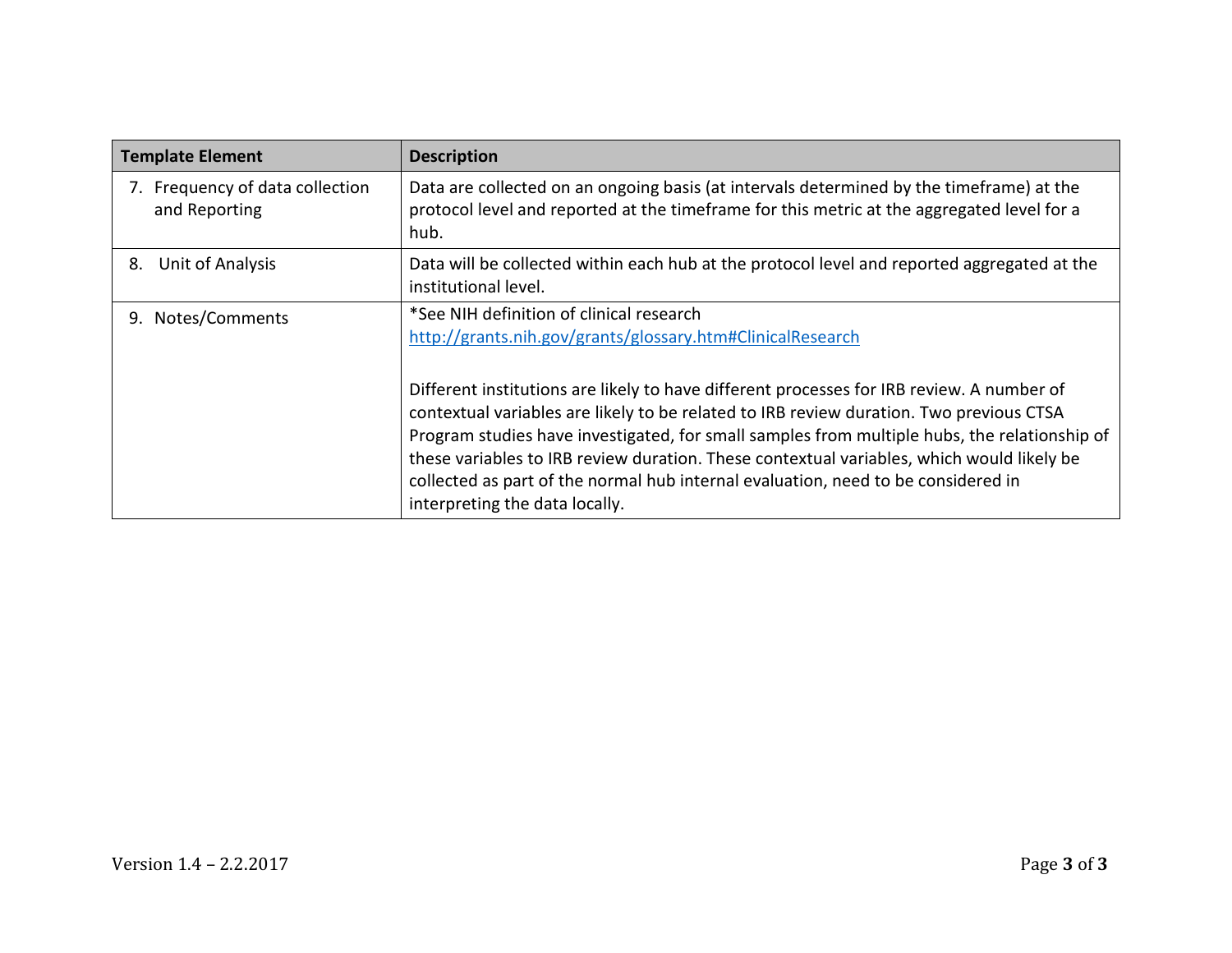| Template Element | Description |
| --- | --- |
| 7. Frequency of data collection and Reporting | Data are collected on an ongoing basis (at intervals determined by the timeframe) at the protocol level and reported at the timeframe for this metric at the aggregated level for a hub. |
| 8. Unit of Analysis | Data will be collected within each hub at the protocol level and reported aggregated at the institutional level. |
| 9. Notes/Comments | *See NIH definition of clinical research [http://grants.nih.gov/grants/glossary.htm#ClinicalResearch](http://grants.nih.gov/grants/glossary.htm#ClinicalResearch)<br><br>Different institutions are likely to have different processes for IRB review. A number of contextual variables are likely to be related to IRB review duration. Two previous CTSA Program studies have investigated, for small samples from multiple hubs, the relationship of these variables to IRB review duration. These contextual variables, which would likely be collected as part of the normal hub internal evaluation, need to be considered in interpreting the data locally. |

Version 1.4 – 2.2.2017